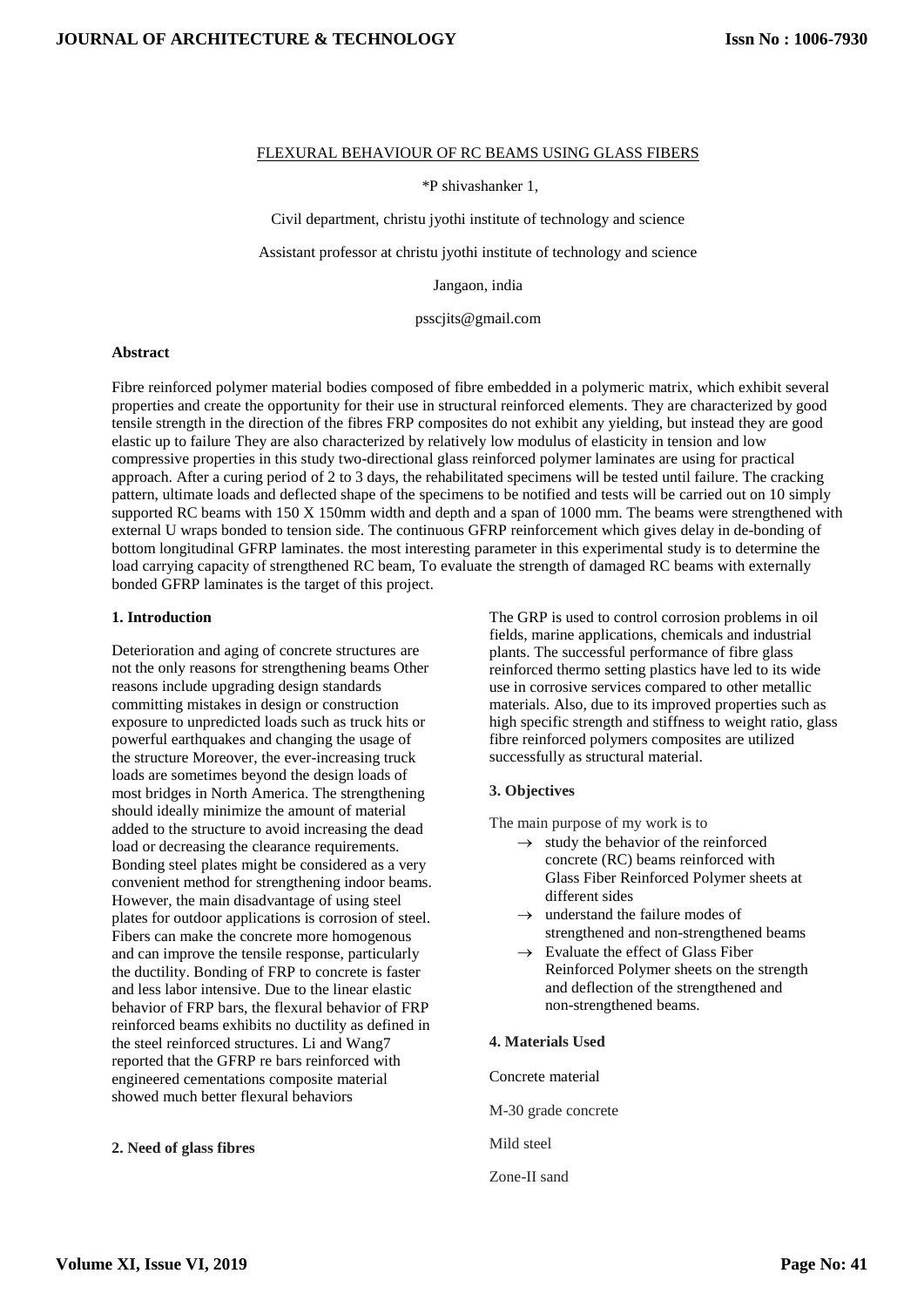# FLEXURAL BEHAVIOUR OF RC BEAMS USING GLASS FIBERS

*P shivashanker 1,

Civil department, christu jyothi institute of technology and science

Assistant professor at christu jyothi institute of technology and science

Jangaon, india

psscjits@gmail.com

**Abstract**

Fibre reinforced polymer material bodies composed of fibre embedded in a polymeric matrix, which exhibit several properties and create the opportunity for their use in structural reinforced elements. They are characterized by good tensile strength in the direction of the fibres FRP composites do not exhibit any yielding, but instead they are good elastic up to failure They are also characterized by relatively low modulus of elasticity in tension and low compressive properties in this study two-directional glass reinforced polymer laminates are using for practical approach. After a curing period of 2 to 3 days, the rehabilitated specimens will be tested until failure. The cracking pattern, ultimate loads and deflected shape of the specimens to be notified and tests will be carried out on 10 simply supported RC beams with 150 X 150mm width and depth and a span of 1000 mm. The beams were strengthened with external U wraps bonded to tension side. The continuous GFRP reinforcement which gives delay in de-bonding of bottom longitudinal GFRP laminates. the most interesting parameter in this experimental study is to determine the load carrying capacity of strengthened RC beam, To evaluate the strength of damaged RC beams with externally bonded GFRP laminates is the target of this project.

## 1. Introduction

Deterioration and aging of concrete structures are not the only reasons for strengthening beams Other reasons include upgrading design standards committing mistakes in design or construction exposure to unpredicted loads such as truck hits or powerful earthquakes and changing the usage of the structure Moreover, the ever-increasing truck loads are sometimes beyond the design loads of most bridges in North America. The strengthening should ideally minimize the amount of material added to the structure to avoid increasing the dead load or decreasing the clearance requirements. Bonding steel plates might be considered as a very convenient method for strengthening indoor beams. However, the main disadvantage of using steel plates for outdoor applications is corrosion of steel. Fibers can make the concrete more homogenous and can improve the tensile response, particularly the ductility. Bonding of FRP to concrete is faster and less labor intensive. Due to the linear elastic behavior of FRP bars, the flexural behavior of FRP reinforced beams exhibits no ductility as defined in the steel reinforced structures. Li and Wang7 reported that the GFRP re bars reinforced with engineered cementations composite material showed much better flexural behaviors

## 2. Need of glass fibres

The GRP is used to control corrosion problems in oil fields, marine applications, chemicals and industrial plants. The successful performance of fibre glass reinforced thermo setting plastics have led to its wide use in corrosive services compared to other metallic materials. Also, due to its improved properties such as high specific strength and stiffness to weight ratio, glass fibre reinforced polymers composites are utilized successfully as structural material.

## 3. Objectives

The main purpose of my work is to

- → study the behavior of the reinforced concrete (RC) beams reinforced with Glass Fiber Reinforced Polymer sheets at different sides
- → understand the failure modes of strengthened and non-strengthened beams
- → Evaluate the effect of Glass Fiber Reinforced Polymer sheets on the strength and deflection of the strengthened and non-strengthened beams.

## 4. Materials Used

Concrete material

M-30 grade concrete

Mild steel

Zone-II sand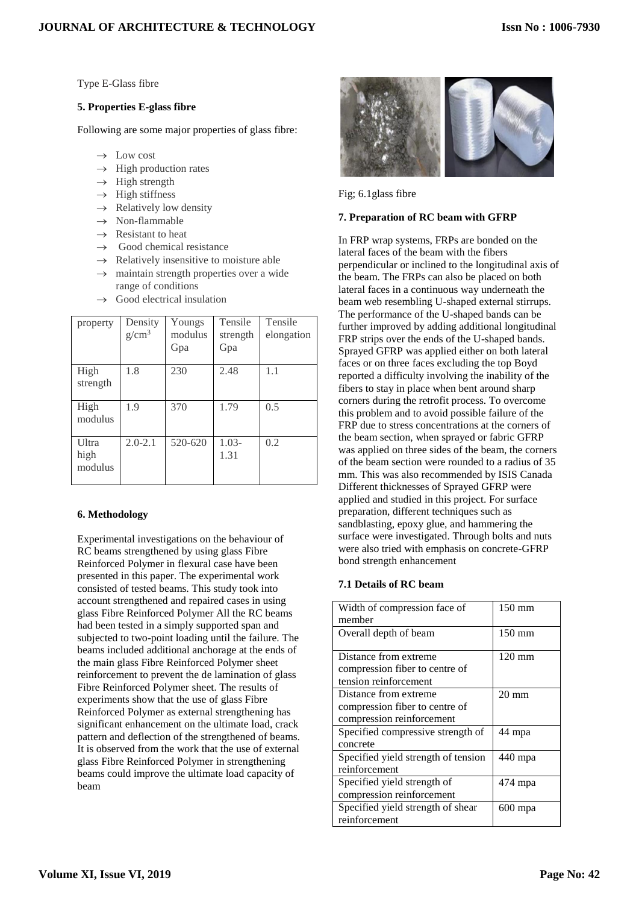Type E-Glass fibre

**5. Properties E-glass fibre**

Following are some major properties of glass fibre:

- → Low cost
- → High production rates
- → High strength
- → High stiffness
- → Relatively low density
- → Non-flammable
- → Resistant to heat
- → Good chemical resistance
- → Relatively insensitive to moisture able
- → maintain strength properties over a wide range of conditions
- → Good electrical insulation

| property | Density $g/cm^3$ | Youngs modulus Gpa | Tensile strength Gpa | Tensile elongation |
|---|---|---|---|---|
| High strength | 1.8 | 230 | 2.48 | 1.1 |
| High modulus | 1.9 | 370 | 1.79 | 0.5 |
| Ultra high modulus | 2.0-2.1 | 520-620 | 1.03-1.31 | 0.2 |

**6. Methodology**

Experimental investigations on the behaviour of RC beams strengthened by using glass Fibre Reinforced Polymer in flexural case have been presented in this paper. The experimental work consisted of tested beams. This study took into account strengthened and repaired cases in using glass Fibre Reinforced Polymer All the RC beams had been tested in a simply supported span and subjected to two-point loading until the failure. The beams included additional anchorage at the ends of the main glass Fibre Reinforced Polymer sheet reinforcement to prevent the de lamination of glass Fibre Reinforced Polymer sheet. The results of experiments show that the use of glass Fibre Reinforced Polymer as external strengthening has significant enhancement on the ultimate load, crack pattern and deflection of the strengthened of beams. It is observed from the work that the use of external glass Fibre Reinforced Polymer in strengthening beams could improve the ultimate load capacity of beam

Fig; 6.1glass fibre

**7. Preparation of RC beam with GFRP**

In FRP wrap systems, FRPs are bonded on the lateral faces of the beam with the fibers perpendicular or inclined to the longitudinal axis of the beam. The FRPs can also be placed on both lateral faces in a continuous way underneath the beam web resembling U-shaped external stirrups. The performance of the U-shaped bands can be further improved by adding additional longitudinal FRP strips over the ends of the U-shaped bands. Sprayed GFRP was applied either on both lateral faces or on three faces excluding the top Boyd reported a difficulty involving the inability of the fibers to stay in place when bent around sharp corners during the retrofit process. To overcome this problem and to avoid possible failure of the FRP due to stress concentrations at the corners of the beam section, when sprayed or fabric GFRP was applied on three sides of the beam, the corners of the beam section were rounded to a radius of 35 mm. This was also recommended by ISIS Canada Different thicknesses of Sprayed GFRP were applied and studied in this project. For surface preparation, different techniques such as sandblasting, epoxy glue, and hammering the surface were investigated. Through bolts and nuts were also tried with emphasis on concrete-GFRP bond strength enhancement

**7.1 Details of RC beam**

| | |
|---|---|
| Width of compression face of member | 150 mm |
| Overall depth of beam | 150 mm |
| Distance from extreme compression fiber to centre of tension reinforcement | 120 mm |
| Distance from extreme compression fiber to centre of compression reinforcement | 20 mm |
| Specified compressive strength of concrete | 44 mpa |
| Specified yield strength of tension reinforcement | 440 mpa |
| Specified yield strength of compression reinforcement | 474 mpa |
| Specified yield strength of shear reinforcement | 600 mpa |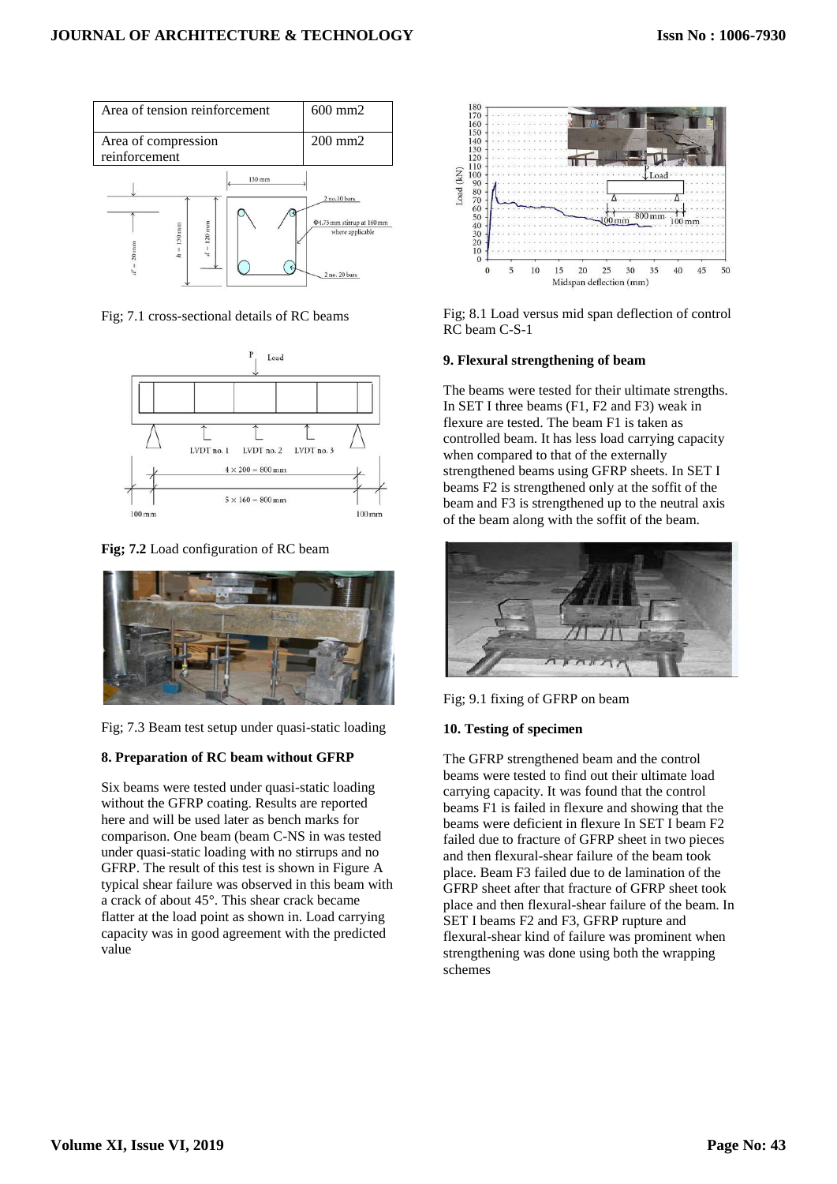| Area of tension reinforcement | 600 mm2 |
| --- | --- |
| Area of compression reinforcement | 200 mm2 |

Fig; 7.1 cross-sectional details of RC beams

**Fig; 7.2** Load configuration of RC beam

Fig; 7.3 Beam test setup under quasi-static loading

## 8. Preparation of RC beam without GFRP

Six beams were tested under quasi-static loading without the GFRP coating. Results are reported here and will be used later as bench marks for comparison. One beam (beam C-NS in was tested under quasi-static loading with no stirrups and no GFRP. The result of this test is shown in Figure A typical shear failure was observed in this beam with a crack of about 45°. This shear crack became flatter at the load point as shown in. Load carrying capacity was in good agreement with the predicted value

Fig; 8.1 Load versus mid span deflection of control RC beam C-S-1

## 9. Flexural strengthening of beam

The beams were tested for their ultimate strengths. In SET I three beams (F1, F2 and F3) weak in flexure are tested. The beam F1 is taken as controlled beam. It has less load carrying capacity when compared to that of the externally strengthened beams using GFRP sheets. In SET I beams F2 is strengthened only at the soffit of the beam and F3 is strengthened up to the neutral axis of the beam along with the soffit of the beam.

Fig; 9.1 fixing of GFRP on beam

## 10. Testing of specimen

The GFRP strengthened beam and the control beams were tested to find out their ultimate load carrying capacity. It was found that the control beams F1 is failed in flexure and showing that the beams were deficient in flexure In SET I beam F2 failed due to fracture of GFRP sheet in two pieces and then flexural-shear failure of the beam took place. Beam F3 failed due to de lamination of the GFRP sheet after that fracture of GFRP sheet took place and then flexural-shear failure of the beam. In SET I beams F2 and F3, GFRP rupture and flexural-shear kind of failure was prominent when strengthening was done using both the wrapping schemes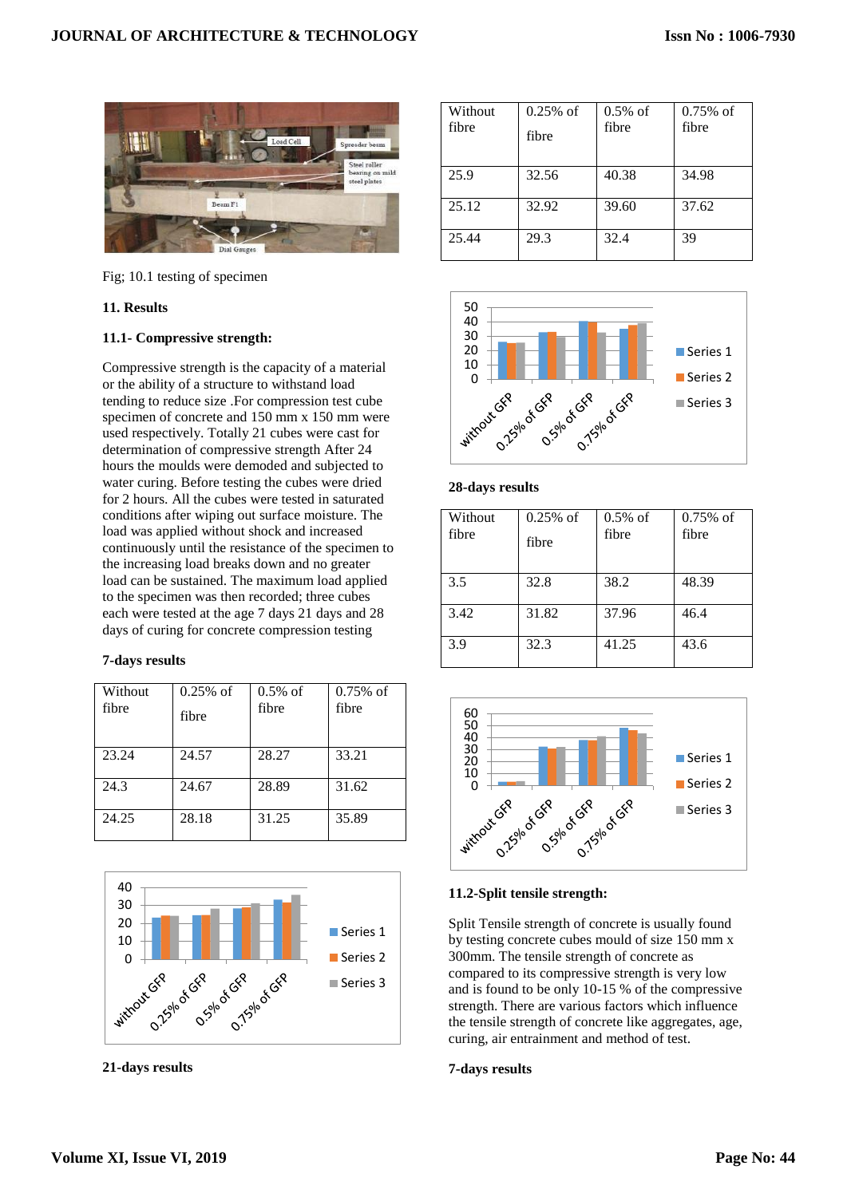Fig; 10.1 testing of specimen

## 11. Results

### 11.1- Compressive strength:

Compressive strength is the capacity of a material or the ability of a structure to withstand load tending to reduce size .For compression test cube specimen of concrete and 150 mm x 150 mm were used respectively. Totally 21 cubes were cast for determination of compressive strength After 24 hours the moulds were demoded and subjected to water curing. Before testing the cubes were dried for 2 hours. All the cubes were tested in saturated conditions after wiping out surface moisture. The load was applied without shock and increased continuously until the resistance of the specimen to the increasing load breaks down and no greater load can be sustained. The maximum load applied to the specimen was then recorded; three cubes each were tested at the age 7 days 21 days and 28 days of curing for concrete compression testing

**7-days results**

| Without fibre | 0.25% of fibre | 0.5% of fibre | 0.75% of fibre |
|---|---|---|---|
| 23.24 | 24.57 | 28.27 | 33.21 |
| 24.3 | 24.67 | 28.89 | 31.62 |
| 24.25 | 28.18 | 31.25 | 35.89 |

**21-days results**

| Without fibre | 0.25% of fibre | 0.5% of fibre | 0.75% of fibre |
|---|---|---|---|
| 25.9 | 32.56 | 40.38 | 34.98 |
| 25.12 | 32.92 | 39.60 | 37.62 |
| 25.44 | 29.3 | 32.4 | 39 |

**28-days results**

| Without fibre | 0.25% of fibre | 0.5% of fibre | 0.75% of fibre |
|---|---|---|---|
| 3.5 | 32.8 | 38.2 | 48.39 |
| 3.42 | 31.82 | 37.96 | 46.4 |
| 3.9 | 32.3 | 41.25 | 43.6 |

### 11.2-Split tensile strength:

Split Tensile strength of concrete is usually found by testing concrete cubes mould of size 150 mm x 300mm. The tensile strength of concrete as compared to its compressive strength is very low and is found to be only 10-15 % of the compressive strength. There are various factors which influence the tensile strength of concrete like aggregates, age, curing, air entrainment and method of test.

**7-days results**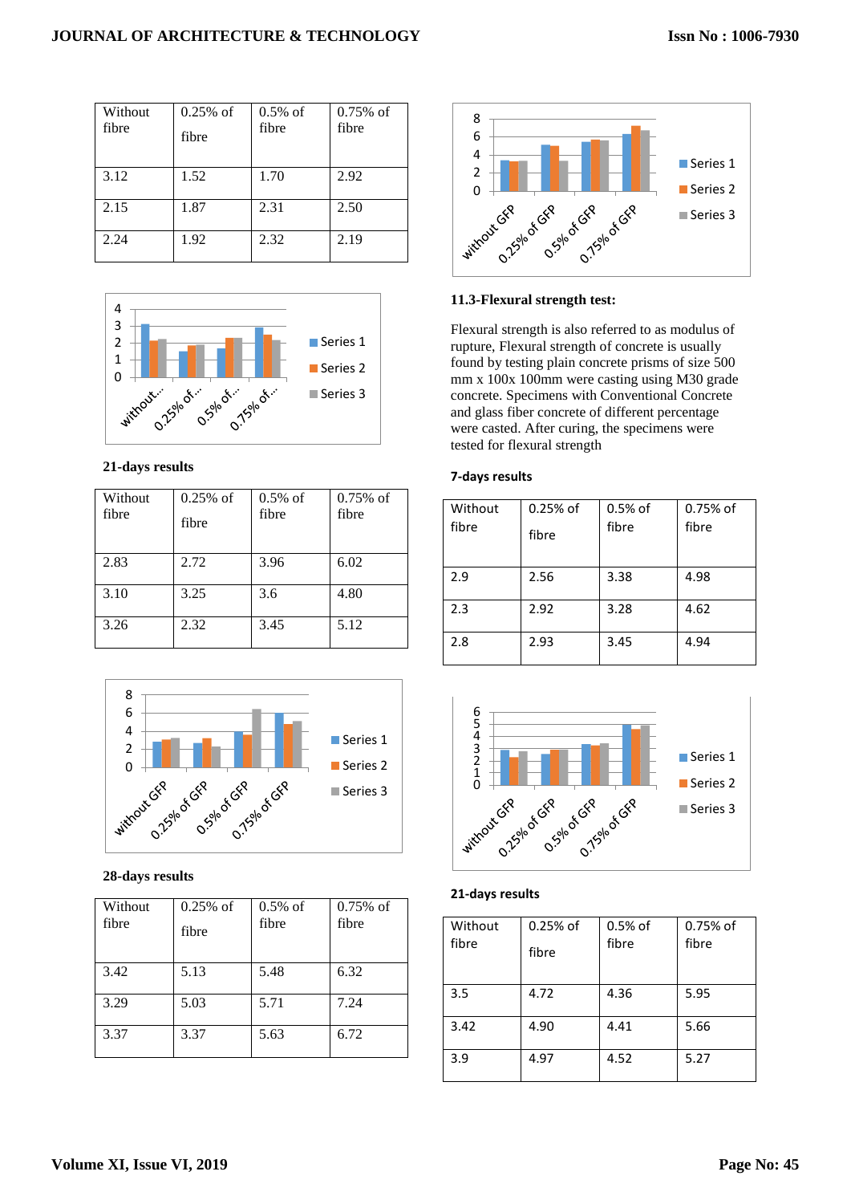| Without fibre | 0.25% of fibre | 0.5% of fibre | 0.75% of fibre |
|---|---|---|---|
| 3.12 | 1.52 | 1.70 | 2.92 |
| 2.15 | 1.87 | 2.31 | 2.50 |
| 2.24 | 1.92 | 2.32 | 2.19 |

**21-days results**

| Without fibre | 0.25% of fibre | 0.5% of fibre | 0.75% of fibre |
|---|---|---|---|
| 2.83 | 2.72 | 3.96 | 6.02 |
| 3.10 | 3.25 | 3.6 | 4.80 |
| 3.26 | 2.32 | 3.45 | 5.12 |

**28-days results**

| Without fibre | 0.25% of fibre | 0.5% of fibre | 0.75% of fibre |
|---|---|---|---|
| 3.42 | 5.13 | 5.48 | 6.32 |
| 3.29 | 5.03 | 5.71 | 7.24 |
| 3.37 | 3.37 | 5.63 | 6.72 |

### 11.3-Flexural strength test:

Flexural strength is also referred to as modulus of rupture, Flexural strength of concrete is usually found by testing plain concrete prisms of size 500 mm x 100x 100mm were casting using M30 grade concrete. Specimens with Conventional Concrete and glass fiber concrete of different percentage were casted. After curing, the specimens were tested for flexural strength

**7-days results**

| Without fibre | 0.25% of fibre | 0.5% of fibre | 0.75% of fibre |
|---|---|---|---|
| 2.9 | 2.56 | 3.38 | 4.98 |
| 2.3 | 2.92 | 3.28 | 4.62 |
| 2.8 | 2.93 | 3.45 | 4.94 |

**21-days results**

| Without fibre | 0.25% of fibre | 0.5% of fibre | 0.75% of fibre |
|---|---|---|---|
| 3.5 | 4.72 | 4.36 | 5.95 |
| 3.42 | 4.90 | 4.41 | 5.66 |
| 3.9 | 4.97 | 4.52 | 5.27 |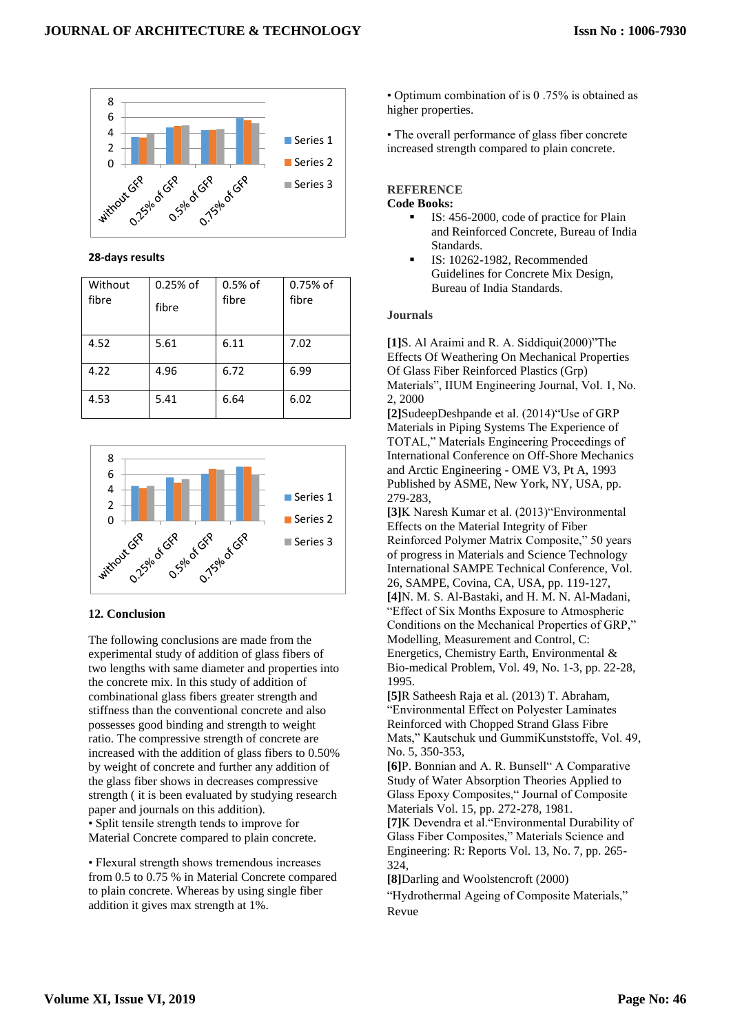**28-days results**

| Without fibre | 0.25% of fibre | 0.5% of fibre | 0.75% of fibre |
|---|---|---|---|
| 4.52 | 5.61 | 6.11 | 7.02 |
| 4.22 | 4.96 | 6.72 | 6.99 |
| 4.53 | 5.41 | 6.64 | 6.02 |

### 12. Conclusion

The following conclusions are made from the experimental study of addition of glass fibers of two lengths with same diameter and properties into the concrete mix. In this study of addition of combinational glass fibers greater strength and stiffness than the conventional concrete and also possesses good binding and strength to weight ratio. The compressive strength of concrete are increased with the addition of glass fibers to 0.50% by weight of concrete and further any addition of the glass fiber shows in decreases compressive strength ( it is been evaluated by studying research paper and journals on this addition).

• Split tensile strength tends to improve for Material Concrete compared to plain concrete.

• Flexural strength shows tremendous increases from 0.5 to 0.75 % in Material Concrete compared to plain concrete. Whereas by using single fiber addition it gives max strength at 1%.

• Optimum combination of is 0 .75% is obtained as higher properties.

• The overall performance of glass fiber concrete increased strength compared to plain concrete.

### REFERENCE

**Code Books:**

- IS: 456-2000, code of practice for Plain and Reinforced Concrete, Bureau of India Standards.
- IS: 10262-1982, Recommended Guidelines for Concrete Mix Design, Bureau of India Standards.

**Journals**

**[1]**S. Al Araimi and R. A. Siddiqui(2000)"The Effects Of Weathering On Mechanical Properties Of Glass Fiber Reinforced Plastics (Grp) Materials", IIUM Engineering Journal, Vol. 1, No. 2, 2000

**[2]**SudeepDeshpande et al. (2014)"Use of GRP Materials in Piping Systems The Experience of TOTAL," Materials Engineering Proceedings of International Conference on Off-Shore Mechanics and Arctic Engineering - OME V3, Pt A, 1993 Published by ASME, New York, NY, USA, pp. 279-283,

**[3]**K Naresh Kumar et al. (2013)"Environmental Effects on the Material Integrity of Fiber Reinforced Polymer Matrix Composite," 50 years of progress in Materials and Science Technology International SAMPE Technical Conference, Vol. 26, SAMPE, Covina, CA, USA, pp. 119-127,

**[4]**N. M. S. Al-Bastaki, and H. M. N. Al-Madani, "Effect of Six Months Exposure to Atmospheric Conditions on the Mechanical Properties of GRP," Modelling, Measurement and Control, C: Energetics, Chemistry Earth, Environmental & Bio-medical Problem, Vol. 49, No. 1-3, pp. 22-28, 1995.

**[5]**R Satheesh Raja et al. (2013) T. Abraham, "Environmental Effect on Polyester Laminates Reinforced with Chopped Strand Glass Fibre Mats," Kautschuk und GummiKunststoffe, Vol. 49, No. 5, 350-353,

**[6]**P. Bonnian and A. R. Bunsell" A Comparative Study of Water Absorption Theories Applied to Glass Epoxy Composites," Journal of Composite Materials Vol. 15, pp. 272-278, 1981.

**[7]**K Devendra et al."Environmental Durability of Glass Fiber Composites," Materials Science and Engineering: R: Reports Vol. 13, No. 7, pp. 265-324,

**[8]**Darling and Woolstencroft (2000) "Hydrothermal Ageing of Composite Materials," Revue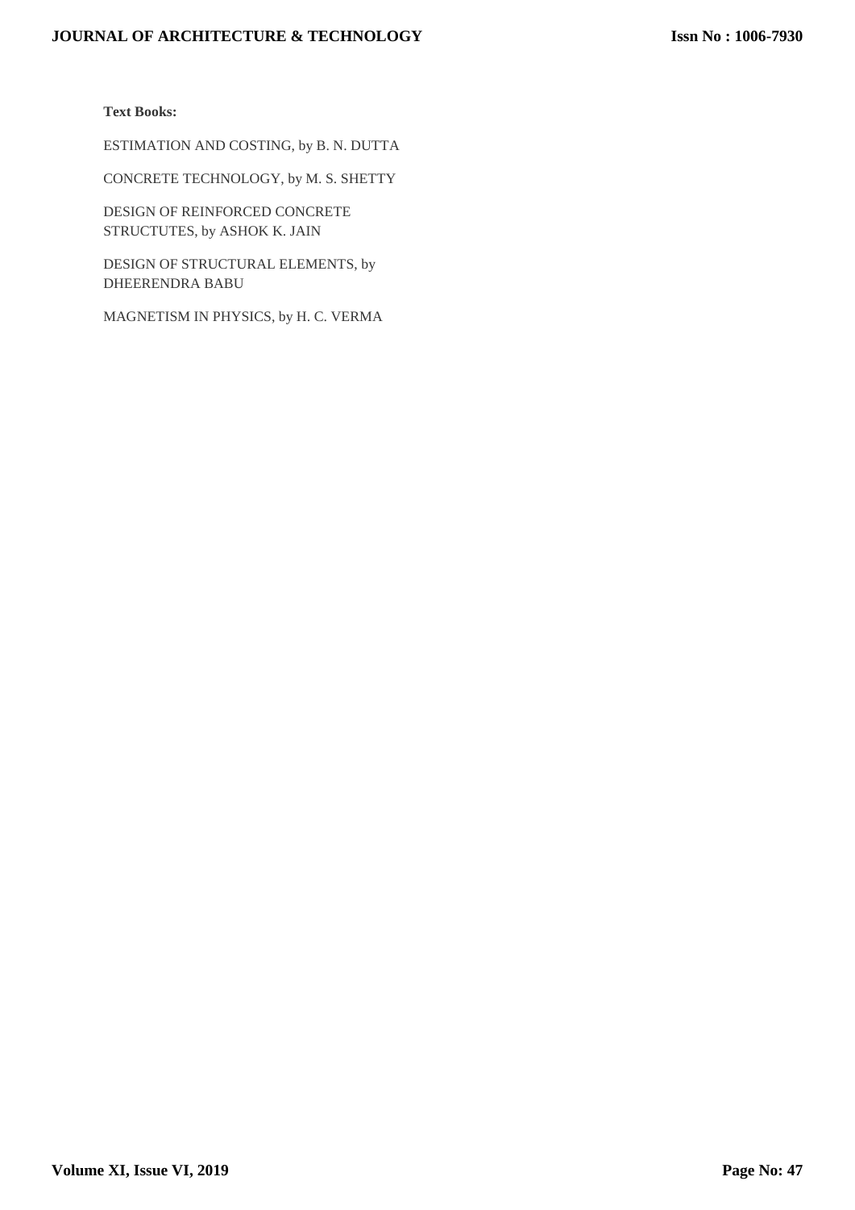**Text Books:**

ESTIMATION AND COSTING, by B. N. DUTTA

CONCRETE TECHNOLOGY, by M. S. SHETTY

DESIGN OF REINFORCED CONCRETE STRUCTUTES, by ASHOK K. JAIN

DESIGN OF STRUCTURAL ELEMENTS, by DHEERENDRA BABU

MAGNETISM IN PHYSICS, by H. C. VERMA